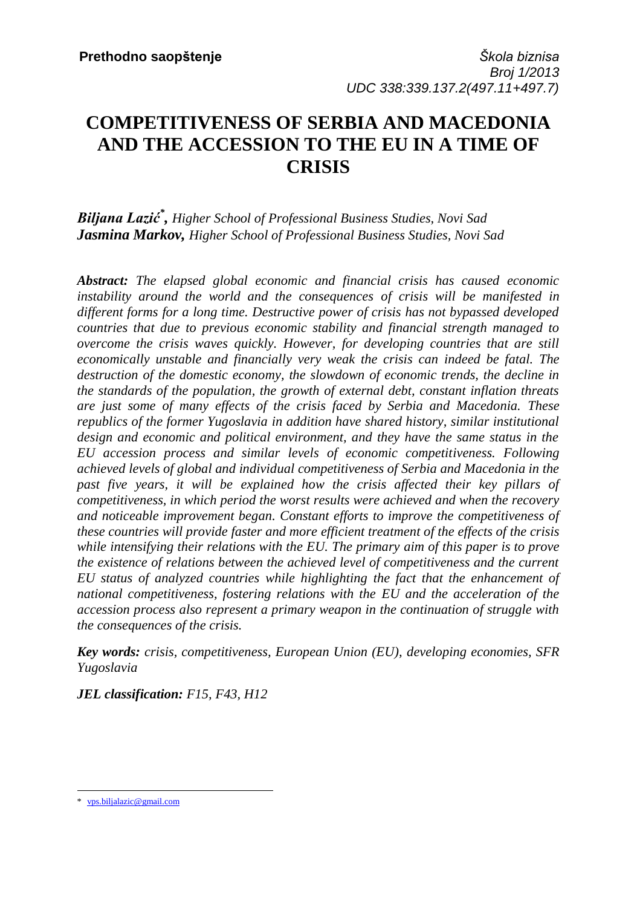**Prethodno saopštenje**

*Škola biznisa*
*Broj 1/2013*
*UDC 338:339.137.2(497.11+497.7)*

# COMPETITIVENESS OF SERBIA AND MACEDONIA AND THE ACCESSION TO THE EU IN A TIME OF CRISIS

***Biljana Lazić*[*]**, *Higher School of Professional Business Studies, Novi Sad*
***Jasmina Markov,*** *Higher School of Professional Business Studies, Novi Sad*

***Abstract:*** *The elapsed global economic and financial crisis has caused economic instability around the world and the consequences of crisis will be manifested in different forms for a long time. Destructive power of crisis has not bypassed developed countries that due to previous economic stability and financial strength managed to overcome the crisis waves quickly. However, for developing countries that are still economically unstable and financially very weak the crisis can indeed be fatal. The destruction of the domestic economy, the slowdown of economic trends, the decline in the standards of the population, the growth of external debt, constant inflation threats are just some of many effects of the crisis faced by Serbia and Macedonia. These republics of the former Yugoslavia in addition have shared history, similar institutional design and economic and political environment, and they have the same status in the EU accession process and similar levels of economic competitiveness. Following achieved levels of global and individual competitiveness of Serbia and Macedonia in the past five years, it will be explained how the crisis affected their key pillars of competitiveness, in which period the worst results were achieved and when the recovery and noticeable improvement began. Constant efforts to improve the competitiveness of these countries will provide faster and more efficient treatment of the effects of the crisis while intensifying their relations with the EU. The primary aim of this paper is to prove the existence of relations between the achieved level of competitiveness and the current EU status of analyzed countries while highlighting the fact that the enhancement of national competitiveness, fostering relations with the EU and the acceleration of the accession process also represent a primary weapon in the continuation of struggle with the consequences of the crisis.*

***Key words:*** *crisis, competitiveness, European Union (EU), developing economies, SFR Yugoslavia*

***JEL classification:*** *F15, F43, H12*

---

[*] vps.biljalazic@gmail.com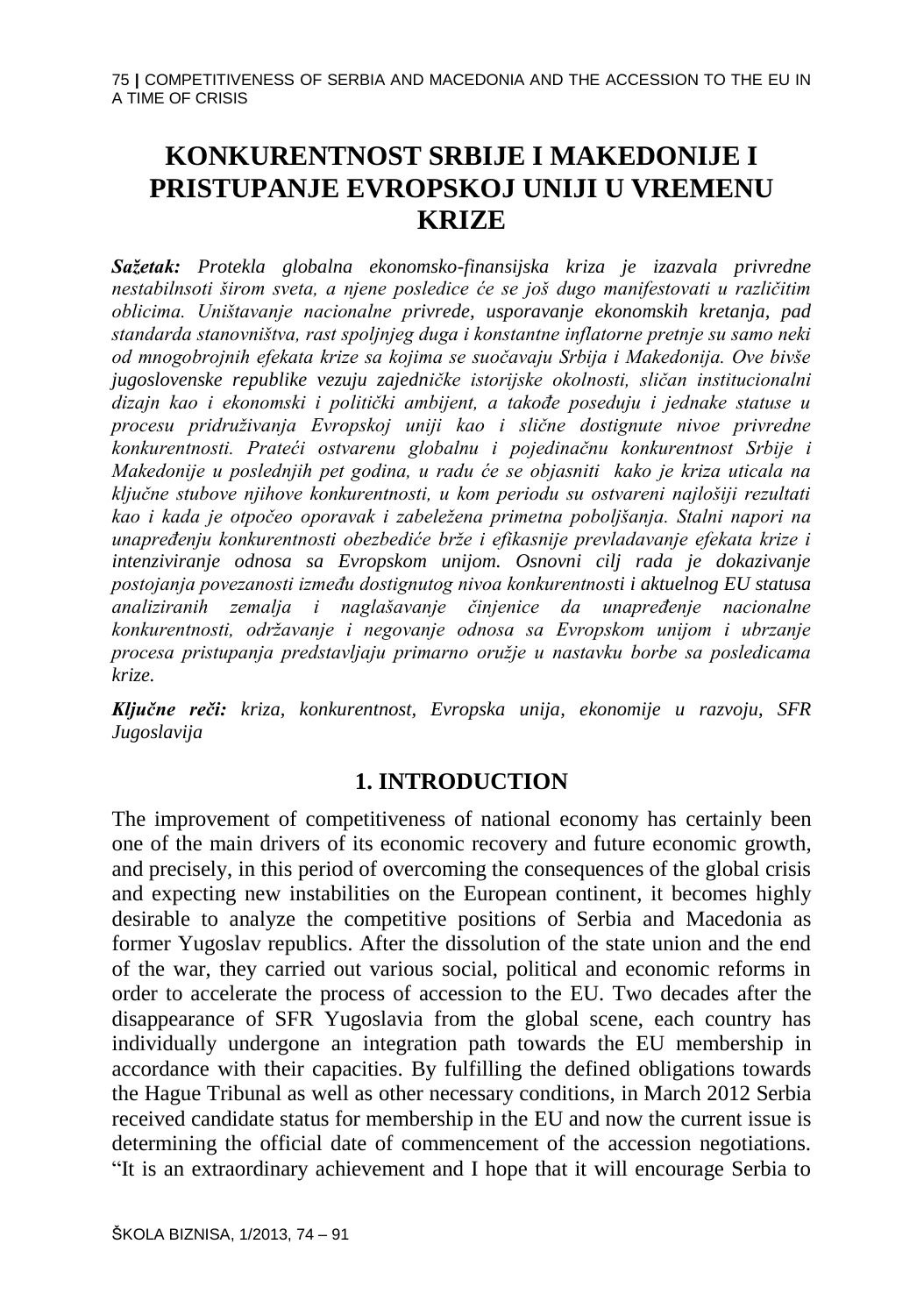# KONKURENTNOST SRBIJE I MAKEDONIJE I PRISTUPANJE EVROPSKOJ UNIJI U VREMENU KRIZE

***Sažetak:*** *Protekla globalna ekonomsko-finansijska kriza je izazvala privredne nestabilnsoti širom sveta, a njene posledice će se još dugo manifestovati u različitim oblicima. Uništavanje nacionalne privrede, usporavanje ekonomskih kretanja, pad standarda stanovništva, rast spoljnjeg duga i konstantne inflatorne pretnje su samo neki od mnogobrojnih efekata krize sa kojima se suočavaju Srbija i Makedonija. Ove bivše jugoslovenske republike vezuju zajedničke istorijske okolnosti, sličan institucionalni dizajn kao i ekonomski i politički ambijent, a takođe poseduju i jednake statuse u procesu pridruživanja Evropskoj uniji kao i slične dostignute nivoe privredne konkurentnosti. Prateći ostvarenu globalnu i pojedinačnu konkurentnost Srbije i Makedonije u poslednjih pet godina, u radu će se objasniti kako je kriza uticala na ključne stubove njihove konkurentnosti, u kom periodu su ostvareni najlošiji rezultati kao i kada je otpočeo oporavak i zabeležena primetna poboljšanja. Stalni napori na unapređenju konkurentnosti obezbediće brže i efikasnije prevladavanje efekata krize i intenziviranje odnosa sa Evropskom unijom. Osnovni cilj rada je dokazivanje postojanja povezanosti između dostignutog nivoa konkurentnosti i aktuelnog EU statusa analiziranih zemalja i naglašavanje činjenice da unapređenje nacionalne konkurentnosti, održavanje i negovanje odnosa sa Evropskom unijom i ubrzanje procesa pristupanja predstavljaju primarno oružje u nastavku borbe sa posledicama krize.*

***Ključne reči:*** *kriza, konkurentnost, Evropska unija, ekonomije u razvoju, SFR Jugoslavija*

## 1. INTRODUCTION

The improvement of competitiveness of national economy has certainly been one of the main drivers of its economic recovery and future economic growth, and precisely, in this period of overcoming the consequences of the global crisis and expecting new instabilities on the European continent, it becomes highly desirable to analyze the competitive positions of Serbia and Macedonia as former Yugoslav republics. After the dissolution of the state union and the end of the war, they carried out various social, political and economic reforms in order to accelerate the process of accession to the EU. Two decades after the disappearance of SFR Yugoslavia from the global scene, each country has individually undergone an integration path towards the EU membership in accordance with their capacities. By fulfilling the defined obligations towards the Hague Tribunal as well as other necessary conditions, in March 2012 Serbia received candidate status for membership in the EU and now the current issue is determining the official date of commencement of the accession negotiations. "It is an extraordinary achievement and I hope that it will encourage Serbia to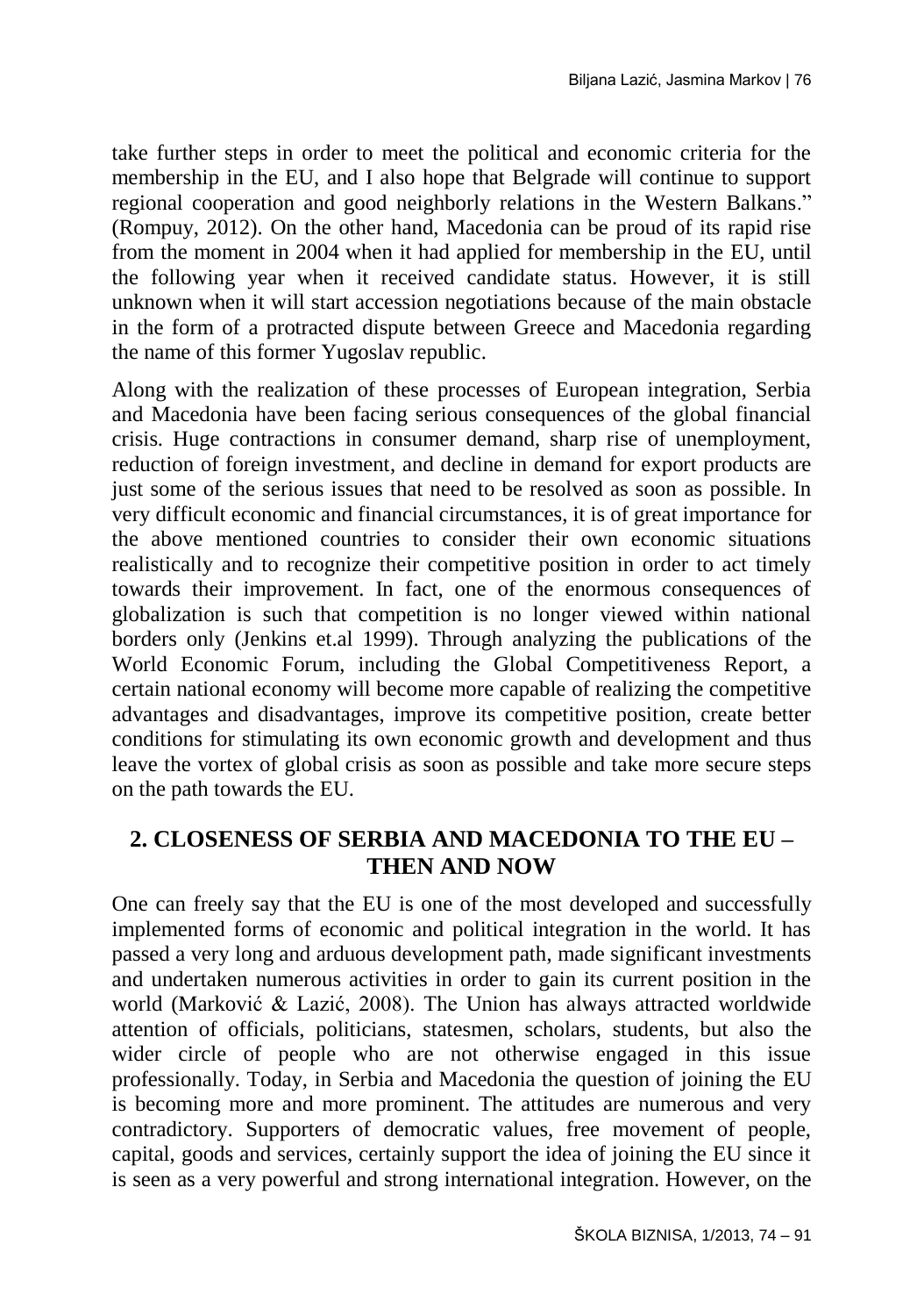take further steps in order to meet the political and economic criteria for the membership in the EU, and I also hope that Belgrade will continue to support regional cooperation and good neighborly relations in the Western Balkans." (Rompuy, 2012). On the other hand, Macedonia can be proud of its rapid rise from the moment in 2004 when it had applied for membership in the EU, until the following year when it received candidate status. However, it is still unknown when it will start accession negotiations because of the main obstacle in the form of a protracted dispute between Greece and Macedonia regarding the name of this former Yugoslav republic.

Along with the realization of these processes of European integration, Serbia and Macedonia have been facing serious consequences of the global financial crisis. Huge contractions in consumer demand, sharp rise of unemployment, reduction of foreign investment, and decline in demand for export products are just some of the serious issues that need to be resolved as soon as possible. In very difficult economic and financial circumstances, it is of great importance for the above mentioned countries to consider their own economic situations realistically and to recognize their competitive position in order to act timely towards their improvement. In fact, one of the enormous consequences of globalization is such that competition is no longer viewed within national borders only (Jenkins et.al 1999). Through analyzing the publications of the World Economic Forum, including the Global Competitiveness Report, a certain national economy will become more capable of realizing the competitive advantages and disadvantages, improve its competitive position, create better conditions for stimulating its own economic growth and development and thus leave the vortex of global crisis as soon as possible and take more secure steps on the path towards the EU.

## 2. CLOSENESS OF SERBIA AND MACEDONIA TO THE EU – THEN AND NOW

One can freely say that the EU is one of the most developed and successfully implemented forms of economic and political integration in the world. It has passed a very long and arduous development path, made significant investments and undertaken numerous activities in order to gain its current position in the world (Marković & Lazić, 2008). The Union has always attracted worldwide attention of officials, politicians, statesmen, scholars, students, but also the wider circle of people who are not otherwise engaged in this issue professionally. Today, in Serbia and Macedonia the question of joining the EU is becoming more and more prominent. The attitudes are numerous and very contradictory. Supporters of democratic values, free movement of people, capital, goods and services, certainly support the idea of joining the EU since it is seen as a very powerful and strong international integration. However, on the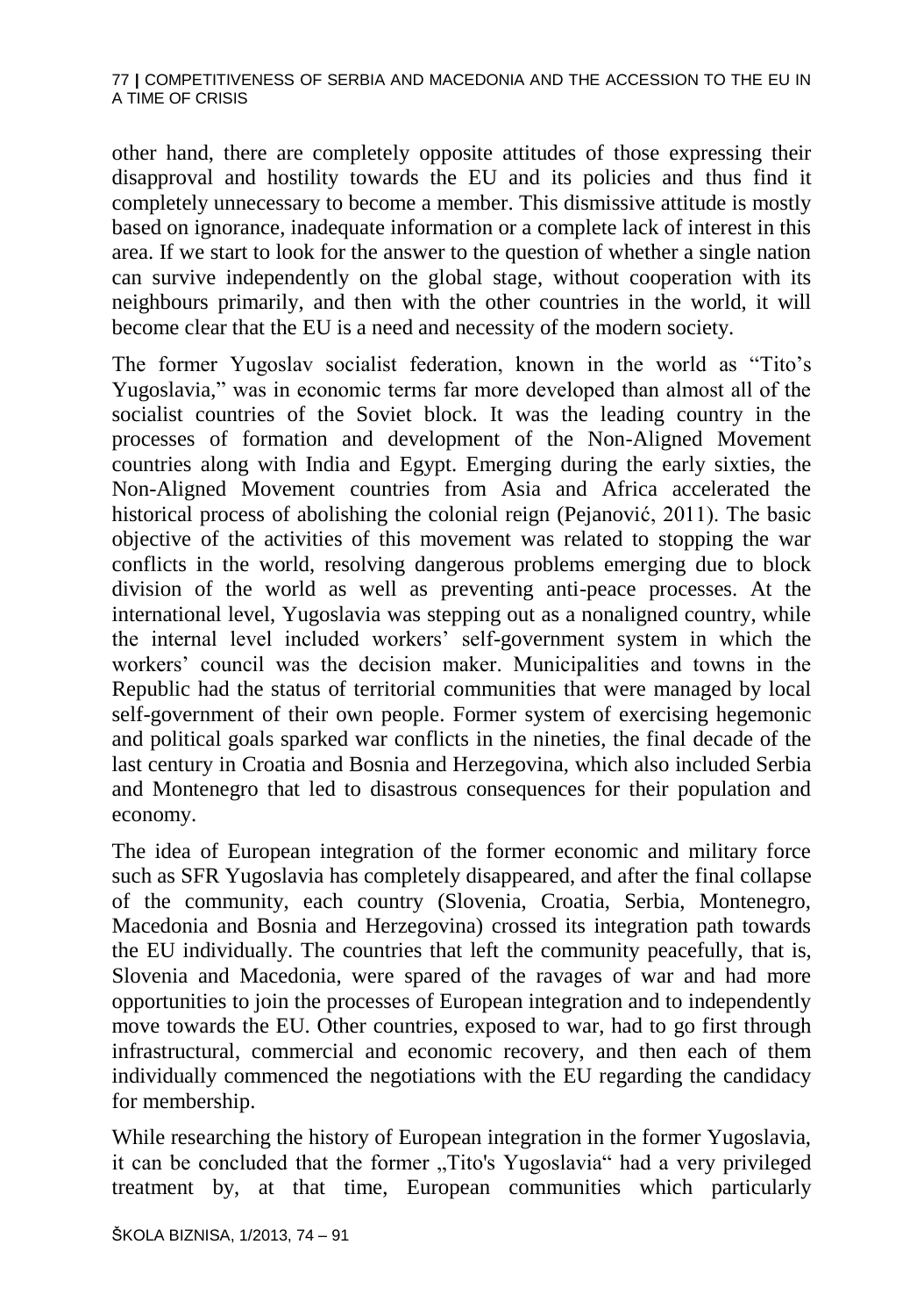other hand, there are completely opposite attitudes of those expressing their disapproval and hostility towards the EU and its policies and thus find it completely unnecessary to become a member. This dismissive attitude is mostly based on ignorance, inadequate information or a complete lack of interest in this area. If we start to look for the answer to the question of whether a single nation can survive independently on the global stage, without cooperation with its neighbours primarily, and then with the other countries in the world, it will become clear that the EU is a need and necessity of the modern society.

The former Yugoslav socialist federation, known in the world as "Tito's Yugoslavia," was in economic terms far more developed than almost all of the socialist countries of the Soviet block. It was the leading country in the processes of formation and development of the Non-Aligned Movement countries along with India and Egypt. Emerging during the early sixties, the Non-Aligned Movement countries from Asia and Africa accelerated the historical process of abolishing the colonial reign (Pejanović, 2011). The basic objective of the activities of this movement was related to stopping the war conflicts in the world, resolving dangerous problems emerging due to block division of the world as well as preventing anti-peace processes. At the international level, Yugoslavia was stepping out as a nonaligned country, while the internal level included workers' self-government system in which the workers' council was the decision maker. Municipalities and towns in the Republic had the status of territorial communities that were managed by local self-government of their own people. Former system of exercising hegemonic and political goals sparked war conflicts in the nineties, the final decade of the last century in Croatia and Bosnia and Herzegovina, which also included Serbia and Montenegro that led to disastrous consequences for their population and economy.

The idea of European integration of the former economic and military force such as SFR Yugoslavia has completely disappeared, and after the final collapse of the community, each country (Slovenia, Croatia, Serbia, Montenegro, Macedonia and Bosnia and Herzegovina) crossed its integration path towards the EU individually. The countries that left the community peacefully, that is, Slovenia and Macedonia, were spared of the ravages of war and had more opportunities to join the processes of European integration and to independently move towards the EU. Other countries, exposed to war, had to go first through infrastructural, commercial and economic recovery, and then each of them individually commenced the negotiations with the EU regarding the candidacy for membership.

While researching the history of European integration in the former Yugoslavia, it can be concluded that the former „Tito's Yugoslavia" had a very privileged treatment by, at that time, European communities which particularly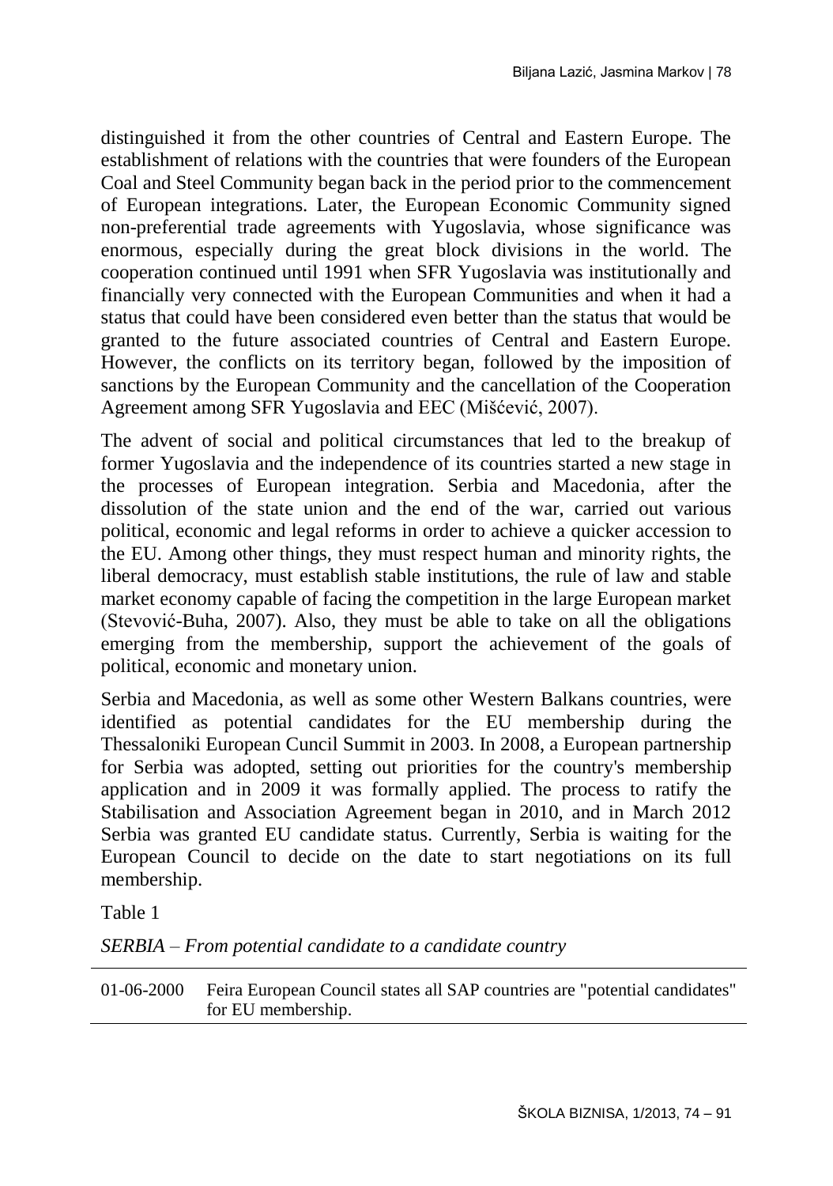distinguished it from the other countries of Central and Eastern Europe. The establishment of relations with the countries that were founders of the European Coal and Steel Community began back in the period prior to the commencement of European integrations. Later, the European Economic Community signed non-preferential trade agreements with Yugoslavia, whose significance was enormous, especially during the great block divisions in the world. The cooperation continued until 1991 when SFR Yugoslavia was institutionally and financially very connected with the European Communities and when it had a status that could have been considered even better than the status that would be granted to the future associated countries of Central and Eastern Europe. However, the conflicts on its territory began, followed by the imposition of sanctions by the European Community and the cancellation of the Cooperation Agreement among SFR Yugoslavia and EEC (Mišćević, 2007).

The advent of social and political circumstances that led to the breakup of former Yugoslavia and the independence of its countries started a new stage in the processes of European integration. Serbia and Macedonia, after the dissolution of the state union and the end of the war, carried out various political, economic and legal reforms in order to achieve a quicker accession to the EU. Among other things, they must respect human and minority rights, the liberal democracy, must establish stable institutions, the rule of law and stable market economy capable of facing the competition in the large European market (Stevović-Buha, 2007). Also, they must be able to take on all the obligations emerging from the membership, support the achievement of the goals of political, economic and monetary union.

Serbia and Macedonia, as well as some other Western Balkans countries, were identified as potential candidates for the EU membership during the Thessaloniki European Cuncil Summit in 2003. In 2008, a European partnership for Serbia was adopted, setting out priorities for the country's membership application and in 2009 it was formally applied. The process to ratify the Stabilisation and Association Agreement began in 2010, and in March 2012 Serbia was granted EU candidate status. Currently, Serbia is waiting for the European Council to decide on the date to start negotiations on its full membership.

Table 1

*SERBIA – From potential candidate to a candidate country*

| | |
|---|---|
| 01-06-2000 | Feira European Council states all SAP countries are "potential candidates" for EU membership. |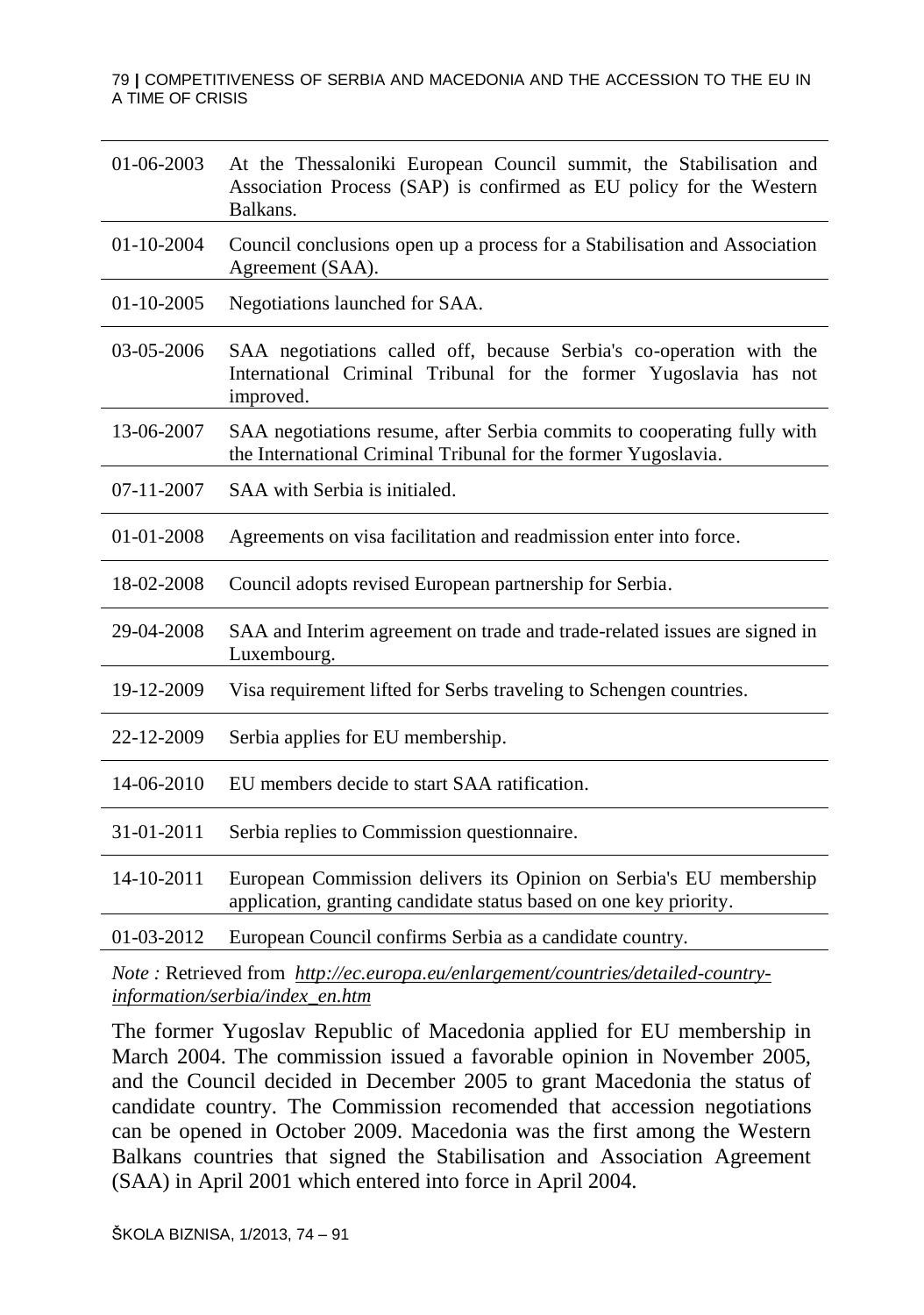| | |
|---|---|
| 01-06-2003 | At the Thessaloniki European Council summit, the Stabilisation and Association Process (SAP) is confirmed as EU policy for the Western Balkans. |
| 01-10-2004 | Council conclusions open up a process for a Stabilisation and Association Agreement (SAA). |
| 01-10-2005 | Negotiations launched for SAA. |
| 03-05-2006 | SAA negotiations called off, because Serbia's co-operation with the International Criminal Tribunal for the former Yugoslavia has not improved. |
| 13-06-2007 | SAA negotiations resume, after Serbia commits to cooperating fully with the International Criminal Tribunal for the former Yugoslavia. |
| 07-11-2007 | SAA with Serbia is initialed. |
| 01-01-2008 | Agreements on visa facilitation and readmission enter into force. |
| 18-02-2008 | Council adopts revised European partnership for Serbia. |
| 29-04-2008 | SAA and Interim agreement on trade and trade-related issues are signed in Luxembourg. |
| 19-12-2009 | Visa requirement lifted for Serbs traveling to Schengen countries. |
| 22-12-2009 | Serbia applies for EU membership. |
| 14-06-2010 | EU members decide to start SAA ratification. |
| 31-01-2011 | Serbia replies to Commission questionnaire. |
| 14-10-2011 | European Commission delivers its Opinion on Serbia's EU membership application, granting candidate status based on one key priority. |
| 01-03-2012 | European Council confirms Serbia as a candidate country. |

*Note :* Retrieved from *http://ec.europa.eu/enlargement/countries/detailed-country-information/serbia/index_en.htm*

The former Yugoslav Republic of Macedonia applied for EU membership in March 2004. The commission issued a favorable opinion in November 2005, and the Council decided in December 2005 to grant Macedonia the status of candidate country. The Commission recomended that accession negotiations can be opened in October 2009. Macedonia was the first among the Western Balkans countries that signed the Stabilisation and Association Agreement (SAA) in April 2001 which entered into force in April 2004.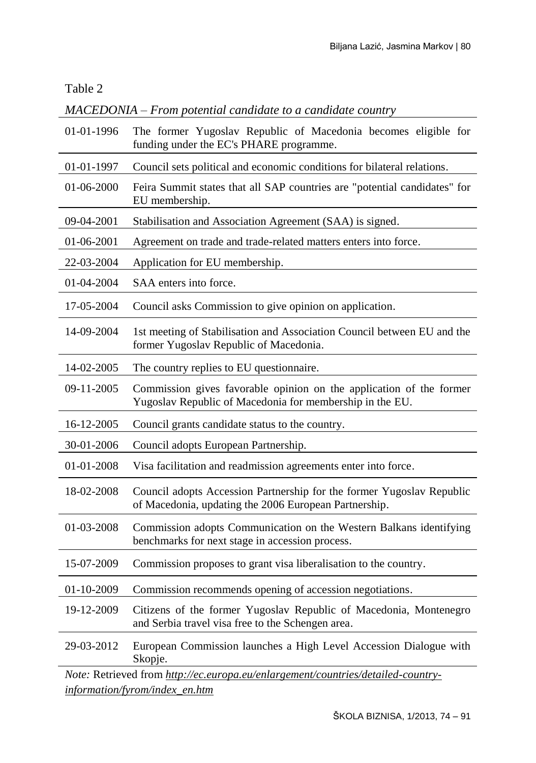Table 2

*MACEDONIA – From potential candidate to a candidate country*

| | |
|---|---|
| 01-01-1996 | The former Yugoslav Republic of Macedonia becomes eligible for funding under the EC's PHARE programme. |
| 01-01-1997 | Council sets political and economic conditions for bilateral relations. |
| 01-06-2000 | Feira Summit states that all SAP countries are "potential candidates" for EU membership. |
| 09-04-2001 | Stabilisation and Association Agreement (SAA) is signed. |
| 01-06-2001 | Agreement on trade and trade-related matters enters into force. |
| 22-03-2004 | Application for EU membership. |
| 01-04-2004 | SAA enters into force. |
| 17-05-2004 | Council asks Commission to give opinion on application. |
| 14-09-2004 | 1st meeting of Stabilisation and Association Council between EU and the former Yugoslav Republic of Macedonia. |
| 14-02-2005 | The country replies to EU questionnaire. |
| 09-11-2005 | Commission gives favorable opinion on the application of the former Yugoslav Republic of Macedonia for membership in the EU. |
| 16-12-2005 | Council grants candidate status to the country. |
| 30-01-2006 | Council adopts European Partnership. |
| 01-01-2008 | Visa facilitation and readmission agreements enter into force. |
| 18-02-2008 | Council adopts Accession Partnership for the former Yugoslav Republic of Macedonia, updating the 2006 European Partnership. |
| 01-03-2008 | Commission adopts Communication on the Western Balkans identifying benchmarks for next stage in accession process. |
| 15-07-2009 | Commission proposes to grant visa liberalisation to the country. |
| 01-10-2009 | Commission recommends opening of accession negotiations. |
| 19-12-2009 | Citizens of the former Yugoslav Republic of Macedonia, Montenegro and Serbia travel visa free to the Schengen area. |
| 29-03-2012 | European Commission launches a High Level Accession Dialogue with Skopje. |

*Note:* Retrieved from *http://ec.europa.eu/enlargement/countries/detailed-country-information/fyrom/index_en.htm*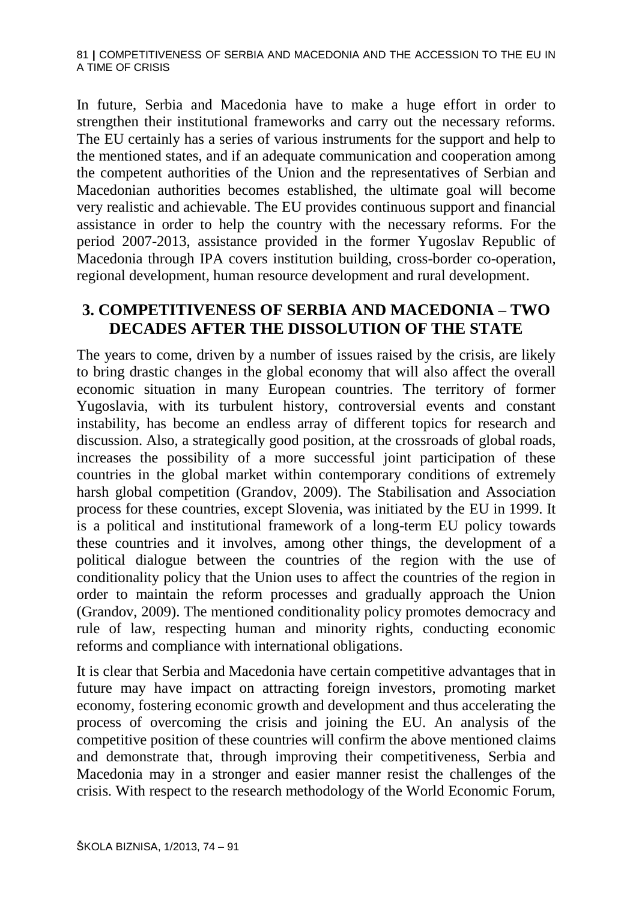In future, Serbia and Macedonia have to make a huge effort in order to strengthen their institutional frameworks and carry out the necessary reforms. The EU certainly has a series of various instruments for the support and help to the mentioned states, and if an adequate communication and cooperation among the competent authorities of the Union and the representatives of Serbian and Macedonian authorities becomes established, the ultimate goal will become very realistic and achievable. The EU provides continuous support and financial assistance in order to help the country with the necessary reforms. For the period 2007-2013, assistance provided in the former Yugoslav Republic of Macedonia through IPA covers institution building, cross-border co-operation, regional development, human resource development and rural development.

## 3. COMPETITIVENESS OF SERBIA AND MACEDONIA – TWO DECADES AFTER THE DISSOLUTION OF THE STATE

The years to come, driven by a number of issues raised by the crisis, are likely to bring drastic changes in the global economy that will also affect the overall economic situation in many European countries. The territory of former Yugoslavia, with its turbulent history, controversial events and constant instability, has become an endless array of different topics for research and discussion. Also, a strategically good position, at the crossroads of global roads, increases the possibility of a more successful joint participation of these countries in the global market within contemporary conditions of extremely harsh global competition (Grandov, 2009). The Stabilisation and Association process for these countries, except Slovenia, was initiated by the EU in 1999. It is a political and institutional framework of a long-term EU policy towards these countries and it involves, among other things, the development of a political dialogue between the countries of the region with the use of conditionality policy that the Union uses to affect the countries of the region in order to maintain the reform processes and gradually approach the Union (Grandov, 2009). The mentioned conditionality policy promotes democracy and rule of law, respecting human and minority rights, conducting economic reforms and compliance with international obligations.

It is clear that Serbia and Macedonia have certain competitive advantages that in future may have impact on attracting foreign investors, promoting market economy, fostering economic growth and development and thus accelerating the process of overcoming the crisis and joining the EU. An analysis of the competitive position of these countries will confirm the above mentioned claims and demonstrate that, through improving their competitiveness, Serbia and Macedonia may in a stronger and easier manner resist the challenges of the crisis. With respect to the research methodology of the World Economic Forum,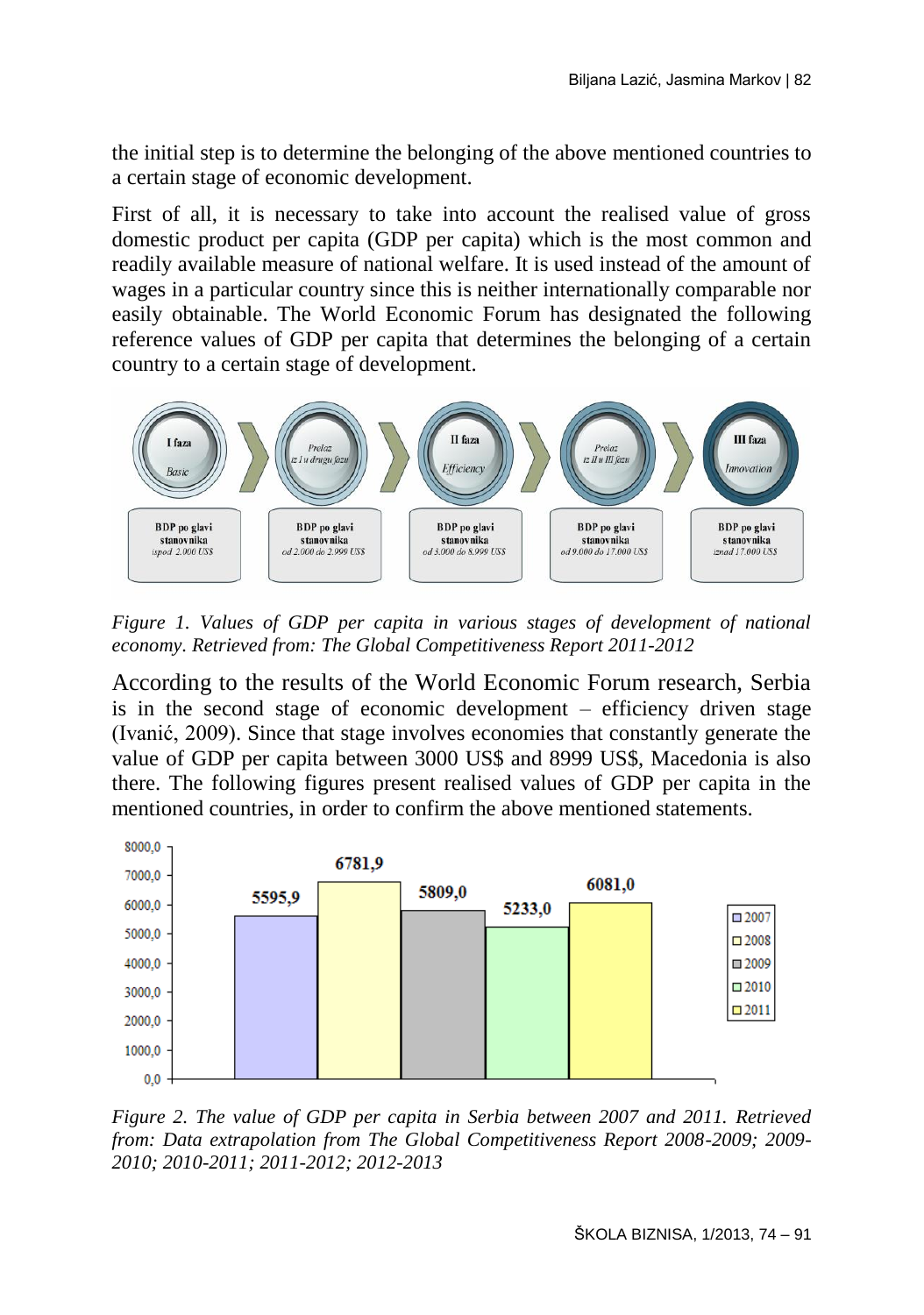the initial step is to determine the belonging of the above mentioned countries to a certain stage of economic development.

First of all, it is necessary to take into account the realised value of gross domestic product per capita (GDP per capita) which is the most common and readily available measure of national welfare. It is used instead of the amount of wages in a particular country since this is neither internationally comparable nor easily obtainable. The World Economic Forum has designated the following reference values of GDP per capita that determines the belonging of a certain country to a certain stage of development.

I faza
Basic
BDP po glavi stanovnika
ispod 2.000 US$

Prelaz iz I u drugu fazu
BDP po glavi stanovnika
od 2.000 do 2.999 US$

II faza
Efficiency
BDP po glavi stanovnika
od 3.000 do 8.999 US$

Prelaz iz II u III fazu
BDP po glavi stanovnika
od 9.000 do 17.000 US$

III faza
Innovation
BDP po glavi stanovnika
iznad 17.000 US$

*Figure 1. Values of GDP per capita in various stages of development of national economy. Retrieved from: The Global Competitiveness Report 2011-2012*

According to the results of the World Economic Forum research, Serbia is in the second stage of economic development – efficiency driven stage (Ivanić, 2009). Since that stage involves economies that constantly generate the value of GDP per capita between 3000 US$ and 8999 US$, Macedonia is also there. The following figures present realised values of GDP per capita in the mentioned countries, in order to confirm the above mentioned statements.

8000,0
7000,0
6000,0
5000,0
4000,0
3000,0
2000,0
1000,0
0,0

5595,9
6781,9
5809,0
5233,0
6081,0

2007
2008
2009
2010
2011

*Figure 2. The value of GDP per capita in Serbia between 2007 and 2011. Retrieved from: Data extrapolation from The Global Competitiveness Report 2008-2009; 2009-2010; 2010-2011; 2011-2012; 2012-2013*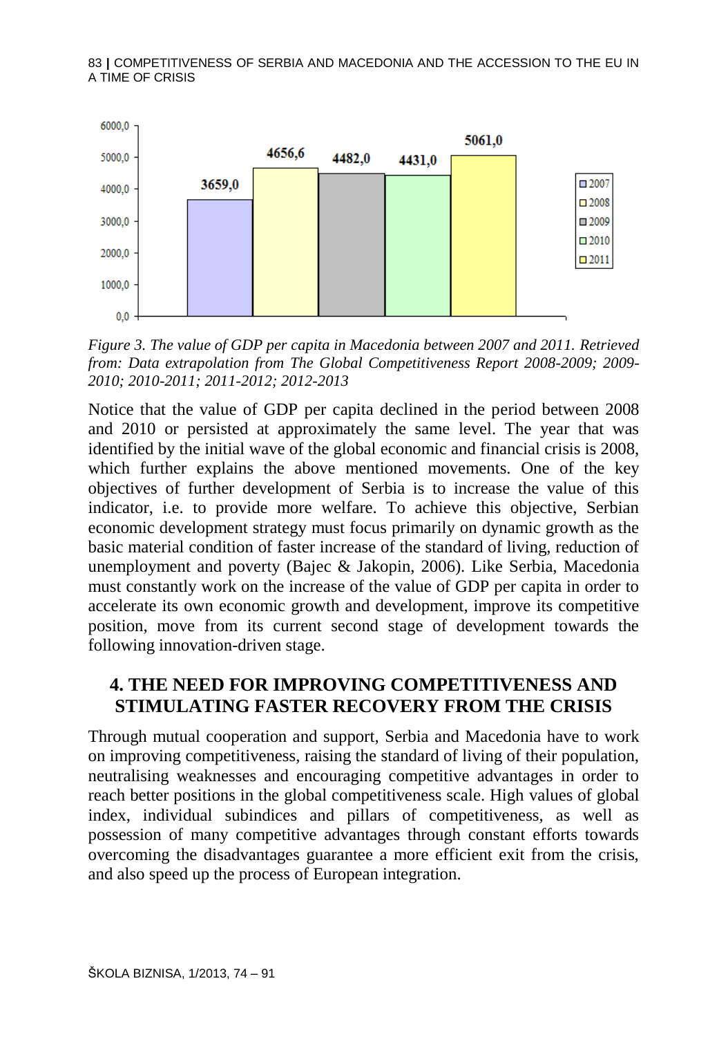6000,0
5000,0
4000,0
3000,0
2000,0
1000,0
0,0

3659,0
4656,6
4482,0
4431,0
5061,0

2007
2008
2009
2010
2011

*Figure 3. The value of GDP per capita in Macedonia between 2007 and 2011. Retrieved from: Data extrapolation from The Global Competitiveness Report 2008-2009; 2009-2010; 2010-2011; 2011-2012; 2012-2013*

Notice that the value of GDP per capita declined in the period between 2008 and 2010 or persisted at approximately the same level. The year that was identified by the initial wave of the global economic and financial crisis is 2008, which further explains the above mentioned movements. One of the key objectives of further development of Serbia is to increase the value of this indicator, i.e. to provide more welfare. To achieve this objective, Serbian economic development strategy must focus primarily on dynamic growth as the basic material condition of faster increase of the standard of living, reduction of unemployment and poverty (Bajec & Jakopin, 2006). Like Serbia, Macedonia must constantly work on the increase of the value of GDP per capita in order to accelerate its own economic growth and development, improve its competitive position, move from its current second stage of development towards the following innovation-driven stage.

## 4. THE NEED FOR IMPROVING COMPETITIVENESS AND STIMULATING FASTER RECOVERY FROM THE CRISIS

Through mutual cooperation and support, Serbia and Macedonia have to work on improving competitiveness, raising the standard of living of their population, neutralising weaknesses and encouraging competitive advantages in order to reach better positions in the global competitiveness scale. High values of global index, individual subindices and pillars of competitiveness, as well as possession of many competitive advantages through constant efforts towards overcoming the disadvantages guarantee a more efficient exit from the crisis, and also speed up the process of European integration.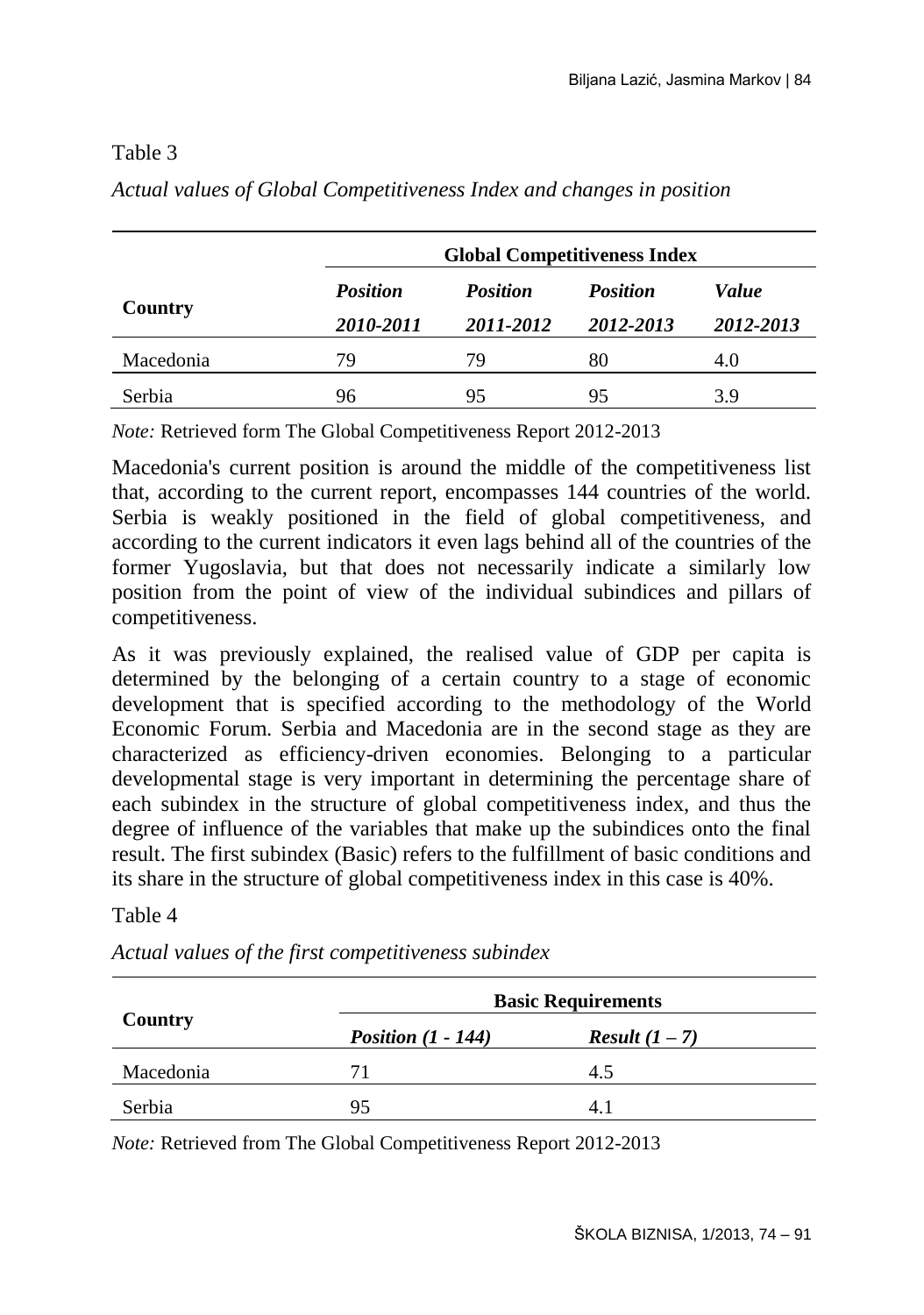Table 3

*Actual values of Global Competitiveness Index and changes in position*

| Country | Global Competitiveness Index | | | |
|---|---|---|---|---|
| | ***Position 2010-2011*** | ***Position 2011-2012*** | ***Position 2012-2013*** | ***Value 2012-2013*** |
| Macedonia | 79 | 79 | 80 | 4.0 |
| Serbia | 96 | 95 | 95 | 3.9 |

*Note:* Retrieved form The Global Competitiveness Report 2012-2013

Macedonia's current position is around the middle of the competitiveness list that, according to the current report, encompasses 144 countries of the world. Serbia is weakly positioned in the field of global competitiveness, and according to the current indicators it even lags behind all of the countries of the former Yugoslavia, but that does not necessarily indicate a similarly low position from the point of view of the individual subindices and pillars of competitiveness.

As it was previously explained, the realised value of GDP per capita is determined by the belonging of a certain country to a stage of economic development that is specified according to the methodology of the World Economic Forum. Serbia and Macedonia are in the second stage as they are characterized as efficiency-driven economies. Belonging to a particular developmental stage is very important in determining the percentage share of each subindex in the structure of global competitiveness index, and thus the degree of influence of the variables that make up the subindices onto the final result. The first subindex (Basic) refers to the fulfillment of basic conditions and its share in the structure of global competitiveness index in this case is 40%.

Table 4

*Actual values of the first competitiveness subindex*

| Country | Basic Requirements | |
|---|---|---|
| | ***Position (1 - 144)*** | ***Result (1 – 7)*** |
| Macedonia | 71 | 4.5 |
| Serbia | 95 | 4.1 |

*Note:* Retrieved from The Global Competitiveness Report 2012-2013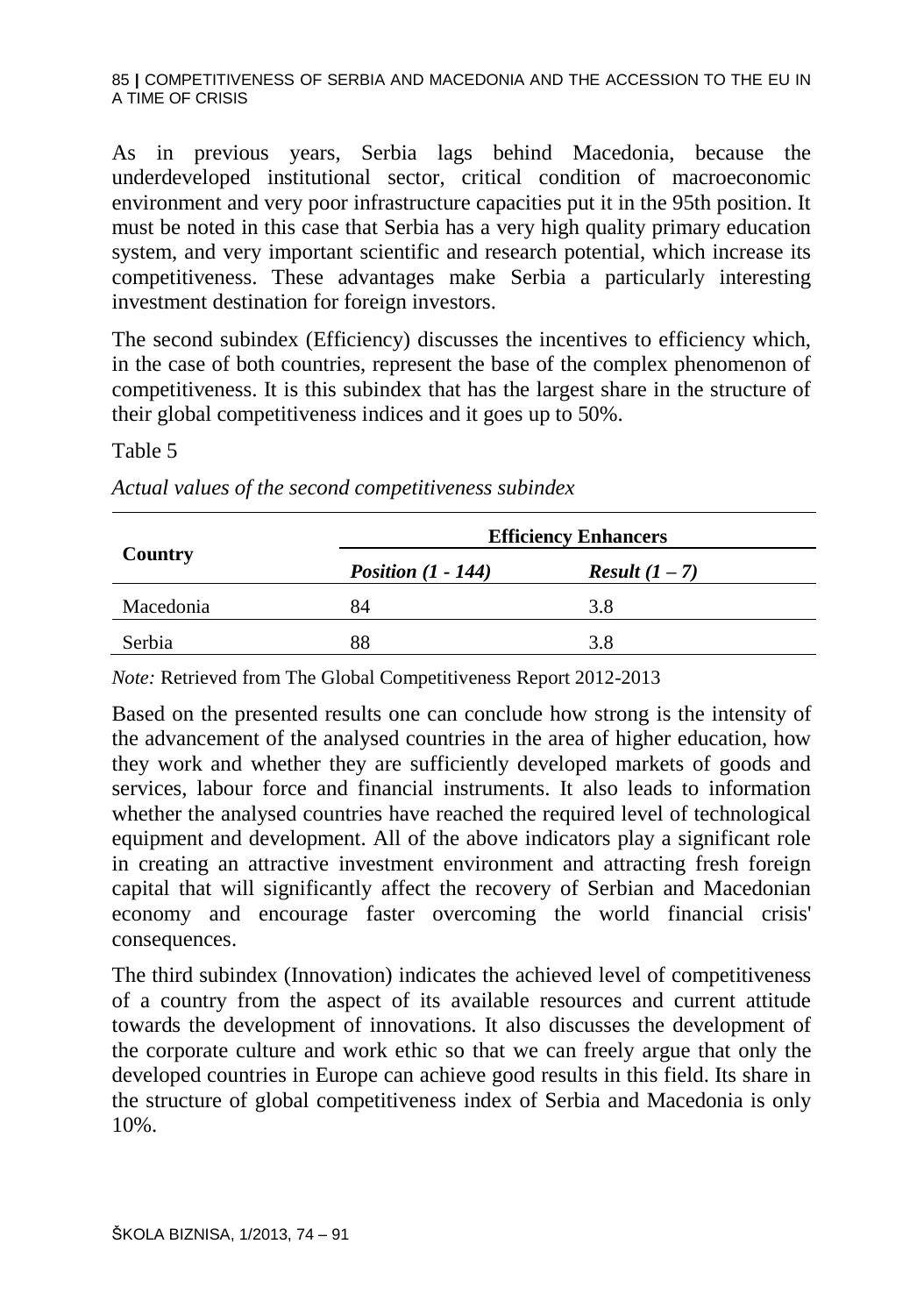As in previous years, Serbia lags behind Macedonia, because the underdeveloped institutional sector, critical condition of macroeconomic environment and very poor infrastructure capacities put it in the 95th position. It must be noted in this case that Serbia has a very high quality primary education system, and very important scientific and research potential, which increase its competitiveness. These advantages make Serbia a particularly interesting investment destination for foreign investors.

The second subindex (Efficiency) discusses the incentives to efficiency which, in the case of both countries, represent the base of the complex phenomenon of competitiveness. It is this subindex that has the largest share in the structure of their global competitiveness indices and it goes up to 50%.

Table 5

*Actual values of the second competitiveness subindex*

| Country | Efficiency Enhancers | |
|---|---|---|
| | ***Position (1 - 144)*** | ***Result (1 – 7)*** |
| Macedonia | 84 | 3.8 |
| Serbia | 88 | 3.8 |

*Note:* Retrieved from The Global Competitiveness Report 2012-2013

Based on the presented results one can conclude how strong is the intensity of the advancement of the analysed countries in the area of higher education, how they work and whether they are sufficiently developed markets of goods and services, labour force and financial instruments. It also leads to information whether the analysed countries have reached the required level of technological equipment and development. All of the above indicators play a significant role in creating an attractive investment environment and attracting fresh foreign capital that will significantly affect the recovery of Serbian and Macedonian economy and encourage faster overcoming the world financial crisis' consequences.

The third subindex (Innovation) indicates the achieved level of competitiveness of a country from the aspect of its available resources and current attitude towards the development of innovations. It also discusses the development of the corporate culture and work ethic so that we can freely argue that only the developed countries in Europe can achieve good results in this field. Its share in the structure of global competitiveness index of Serbia and Macedonia is only 10%.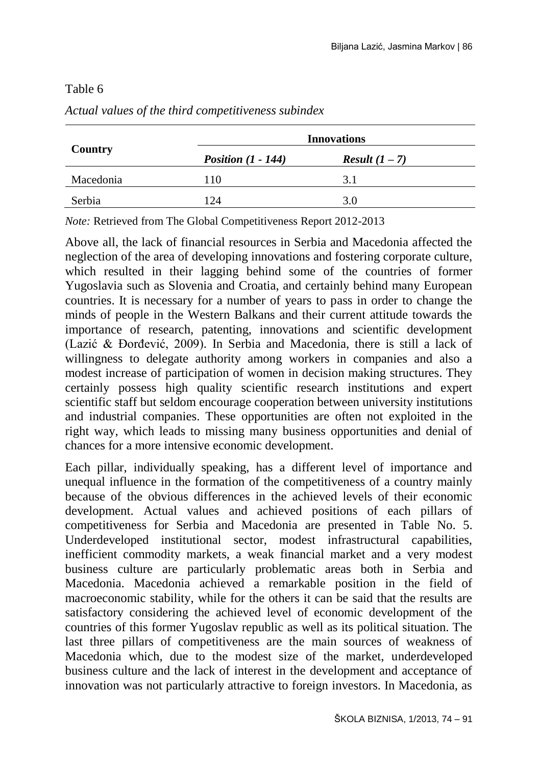Table 6

*Actual values of the third competitiveness subindex*

| Country | Innovations | |
|---|---|---|
| | ***Position (1 - 144)*** | ***Result (1 – 7)*** |
| Macedonia | 110 | 3.1 |
| Serbia | 124 | 3.0 |

*Note:* Retrieved from The Global Competitiveness Report 2012-2013

Above all, the lack of financial resources in Serbia and Macedonia affected the neglection of the area of developing innovations and fostering corporate culture, which resulted in their lagging behind some of the countries of former Yugoslavia such as Slovenia and Croatia, and certainly behind many European countries. It is necessary for a number of years to pass in order to change the minds of people in the Western Balkans and their current attitude towards the importance of research, patenting, innovations and scientific development (Lazić & Đorđević, 2009). In Serbia and Macedonia, there is still a lack of willingness to delegate authority among workers in companies and also a modest increase of participation of women in decision making structures. They certainly possess high quality scientific research institutions and expert scientific staff but seldom encourage cooperation between university institutions and industrial companies. These opportunities are often not exploited in the right way, which leads to missing many business opportunities and denial of chances for a more intensive economic development.

Each pillar, individually speaking, has a different level of importance and unequal influence in the formation of the competitiveness of a country mainly because of the obvious differences in the achieved levels of their economic development. Actual values and achieved positions of each pillars of competitiveness for Serbia and Macedonia are presented in Table No. 5. Underdeveloped institutional sector, modest infrastructural capabilities, inefficient commodity markets, a weak financial market and a very modest business culture are particularly problematic areas both in Serbia and Macedonia. Macedonia achieved a remarkable position in the field of macroeconomic stability, while for the others it can be said that the results are satisfactory considering the achieved level of economic development of the countries of this former Yugoslav republic as well as its political situation. The last three pillars of competitiveness are the main sources of weakness of Macedonia which, due to the modest size of the market, underdeveloped business culture and the lack of interest in the development and acceptance of innovation was not particularly attractive to foreign investors. In Macedonia, as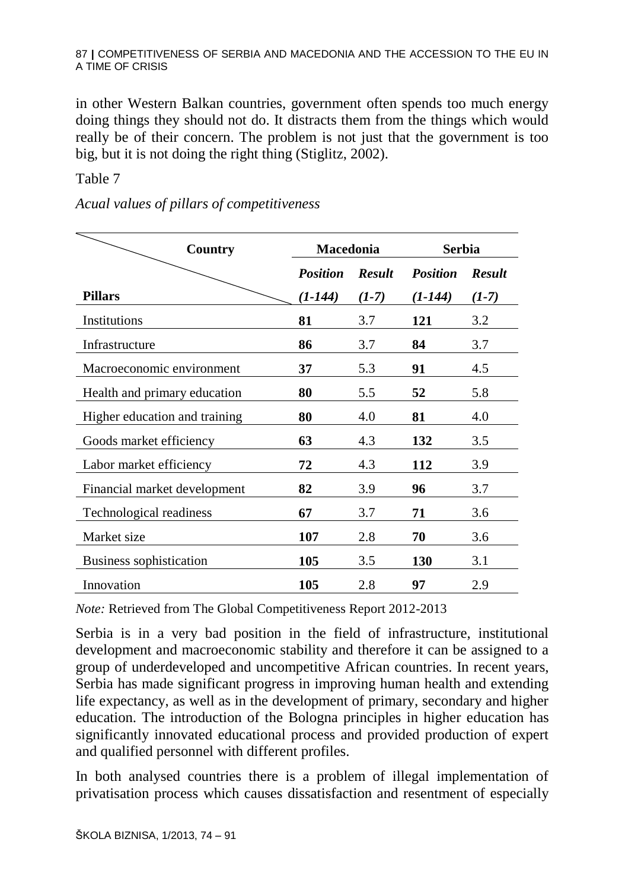in other Western Balkan countries, government often spends too much energy doing things they should not do. It distracts them from the things which would really be of their concern. The problem is not just that the government is too big, but it is not doing the right thing (Stiglitz, 2002).

Table 7

*Acual values of pillars of competitiveness*

| Country / Pillars | Macedonia | | Serbia | |
|---|---|---|---|---|
| | ***Position (1-144)*** | ***Result (1-7)*** | ***Position (1-144)*** | ***Result (1-7)*** |
| Institutions | **81** | 3.7 | **121** | 3.2 |
| Infrastructure | **86** | 3.7 | **84** | 3.7 |
| Macroeconomic environment | **37** | 5.3 | **91** | 4.5 |
| Health and primary education | **80** | 5.5 | **52** | 5.8 |
| Higher education and training | **80** | 4.0 | **81** | 4.0 |
| Goods market efficiency | **63** | 4.3 | **132** | 3.5 |
| Labor market efficiency | **72** | 4.3 | **112** | 3.9 |
| Financial market development | **82** | 3.9 | **96** | 3.7 |
| Technological readiness | **67** | 3.7 | **71** | 3.6 |
| Market size | **107** | 2.8 | **70** | 3.6 |
| Business sophistication | **105** | 3.5 | **130** | 3.1 |
| Innovation | **105** | 2.8 | **97** | 2.9 |

*Note:* Retrieved from The Global Competitiveness Report 2012-2013

Serbia is in a very bad position in the field of infrastructure, institutional development and macroeconomic stability and therefore it can be assigned to a group of underdeveloped and uncompetitive African countries. In recent years, Serbia has made significant progress in improving human health and extending life expectancy, as well as in the development of primary, secondary and higher education. The introduction of the Bologna principles in higher education has significantly innovated educational process and provided production of expert and qualified personnel with different profiles.

In both analysed countries there is a problem of illegal implementation of privatisation process which causes dissatisfaction and resentment of especially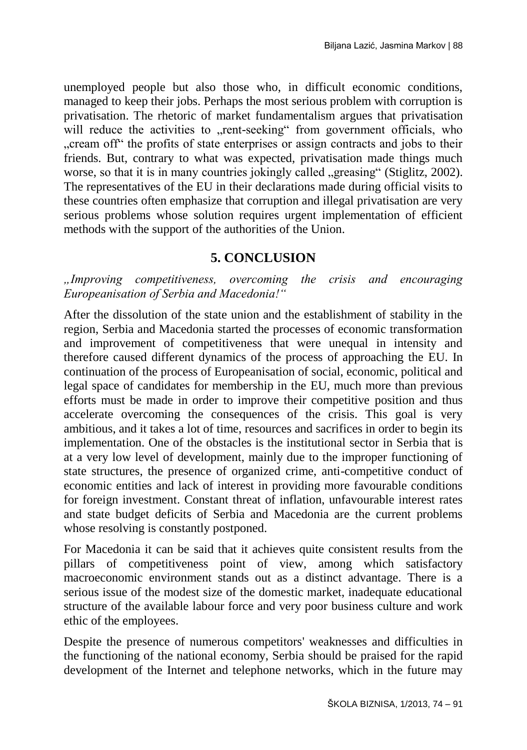unemployed people but also those who, in difficult economic conditions, managed to keep their jobs. Perhaps the most serious problem with corruption is privatisation. The rhetoric of market fundamentalism argues that privatisation will reduce the activities to „rent-seeking“ from government officials, who „cream off“ the profits of state enterprises or assign contracts and jobs to their friends. But, contrary to what was expected, privatisation made things much worse, so that it is in many countries jokingly called „greasing“ (Stiglitz, 2002). The representatives of the EU in their declarations made during official visits to these countries often emphasize that corruption and illegal privatisation are very serious problems whose solution requires urgent implementation of efficient methods with the support of the authorities of the Union.

## 5. CONCLUSION

*„Improving competitiveness, overcoming the crisis and encouraging Europeanisation of Serbia and Macedonia!“*

After the dissolution of the state union and the establishment of stability in the region, Serbia and Macedonia started the processes of economic transformation and improvement of competitiveness that were unequal in intensity and therefore caused different dynamics of the process of approaching the EU. In continuation of the process of Europeanisation of social, economic, political and legal space of candidates for membership in the EU, much more than previous efforts must be made in order to improve their competitive position and thus accelerate overcoming the consequences of the crisis. This goal is very ambitious, and it takes a lot of time, resources and sacrifices in order to begin its implementation. One of the obstacles is the institutional sector in Serbia that is at a very low level of development, mainly due to the improper functioning of state structures, the presence of organized crime, anti-competitive conduct of economic entities and lack of interest in providing more favourable conditions for foreign investment. Constant threat of inflation, unfavourable interest rates and state budget deficits of Serbia and Macedonia are the current problems whose resolving is constantly postponed.

For Macedonia it can be said that it achieves quite consistent results from the pillars of competitiveness point of view, among which satisfactory macroeconomic environment stands out as a distinct advantage. There is a serious issue of the modest size of the domestic market, inadequate educational structure of the available labour force and very poor business culture and work ethic of the employees.

Despite the presence of numerous competitors' weaknesses and difficulties in the functioning of the national economy, Serbia should be praised for the rapid development of the Internet and telephone networks, which in the future may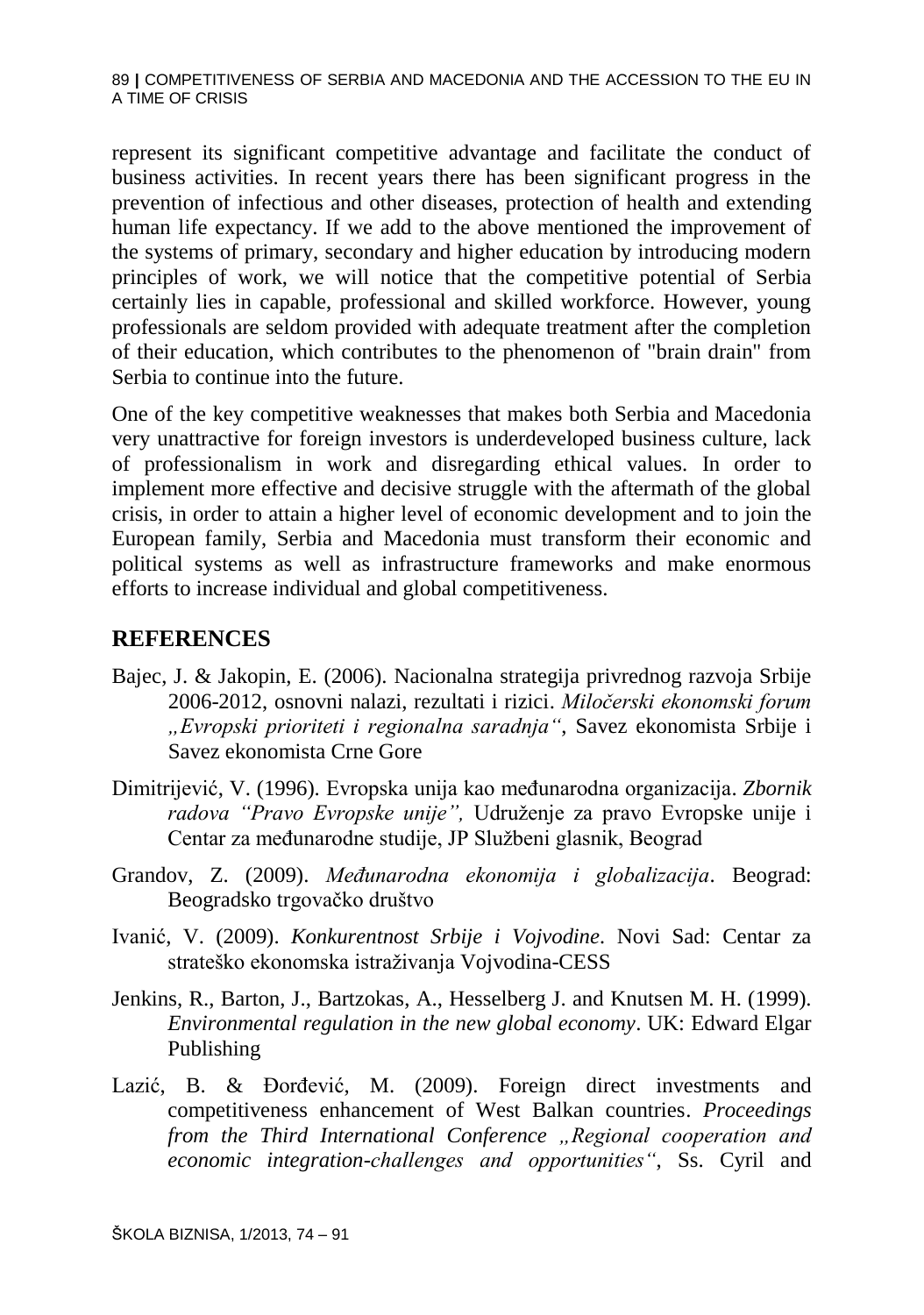represent its significant competitive advantage and facilitate the conduct of business activities. In recent years there has been significant progress in the prevention of infectious and other diseases, protection of health and extending human life expectancy. If we add to the above mentioned the improvement of the systems of primary, secondary and higher education by introducing modern principles of work, we will notice that the competitive potential of Serbia certainly lies in capable, professional and skilled workforce. However, young professionals are seldom provided with adequate treatment after the completion of their education, which contributes to the phenomenon of "brain drain" from Serbia to continue into the future.

One of the key competitive weaknesses that makes both Serbia and Macedonia very unattractive for foreign investors is underdeveloped business culture, lack of professionalism in work and disregarding ethical values. In order to implement more effective and decisive struggle with the aftermath of the global crisis, in order to attain a higher level of economic development and to join the European family, Serbia and Macedonia must transform their economic and political systems as well as infrastructure frameworks and make enormous efforts to increase individual and global competitiveness.

## REFERENCES

Bajec, J. & Jakopin, E. (2006). Nacionalna strategija privrednog razvoja Srbije 2006-2012, osnovni nalazi, rezultati i rizici. *Miločerski ekonomski forum „Evropski prioriteti i regionalna saradnja“,* Savez ekonomista Srbije i Savez ekonomista Crne Gore

Dimitrijević, V. (1996). Evropska unija kao međunarodna organizacija. *Zbornik radova "Pravo Evropske unije",* Udruženje za pravo Evropske unije i Centar za međunarodne studije, JP Službeni glasnik, Beograd

Grandov, Z. (2009). *Međunarodna ekonomija i globalizacija*. Beograd: Beogradsko trgovačko društvo

Ivanić, V. (2009). *Konkurentnost Srbije i Vojvodine*. Novi Sad: Centar za strateško ekonomska istraživanja Vojvodina-CESS

Jenkins, R., Barton, J., Bartzokas, A., Hesselberg J. and Knutsen M. H. (1999). *Environmental regulation in the new global economy*. UK: Edward Elgar Publishing

Lazić, B. & Đorđević, M. (2009). Foreign direct investments and competitiveness enhancement of West Balkan countries. *Proceedings from the Third International Conference „Regional cooperation and economic integration-challenges and opportunities“,* Ss. Cyril and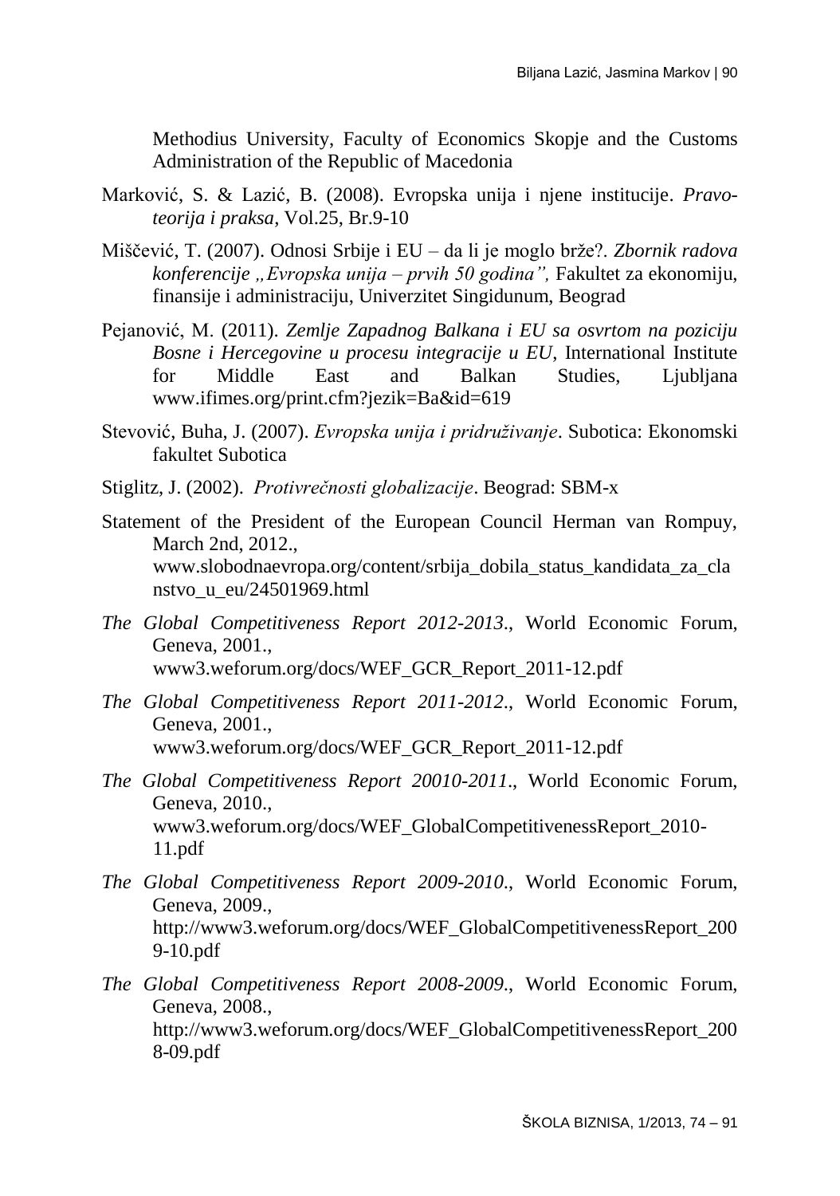Methodius University, Faculty of Economics Skopje and the Customs Administration of the Republic of Macedonia

Marković, S. & Lazić, B. (2008). Evropska unija i njene institucije. *Pravo-teorija i praksa*, Vol.25, Br.9-10

Miščević, T. (2007). Odnosi Srbije i EU – da li je moglo brže?. *Zbornik radova konferencije „Evropska unija – prvih 50 godina",* Fakultet za ekonomiju, finansije i administraciju, Univerzitet Singidunum, Beograd

Pejanović, M. (2011). *Zemlje Zapadnog Balkana i EU sa osvrtom na poziciju Bosne i Hercegovine u procesu integracije u EU*, International Institute for Middle East and Balkan Studies, Ljubljana www.ifimes.org/print.cfm?jezik=Ba&id=619

Stević, Buha, J. (2007). *Evropska unija i pridruživanje*. Subotica: Ekonomski fakultet Subotica

Stiglitz, J. (2002). *Protivrečnosti globalizacije*. Beograd: SBM-x

Statement of the President of the European Council Herman van Rompuy, March 2nd, 2012., www.slobodnaevropa.org/content/srbija_dobila_status_kandidata_za_clanstvo_u_eu/24501969.html

*The Global Competitiveness Report 2012-2013*., World Economic Forum, Geneva, 2001., www3.weforum.org/docs/WEF_GCR_Report_2011-12.pdf

*The Global Competitiveness Report 2011-2012*., World Economic Forum, Geneva, 2001., www3.weforum.org/docs/WEF_GCR_Report_2011-12.pdf

*The Global Competitiveness Report 20010-2011*., World Economic Forum, Geneva, 2010., www3.weforum.org/docs/WEF_GlobalCompetitivenessReport_2010-11.pdf

*The Global Competitiveness Report 2009-2010*., World Economic Forum, Geneva, 2009., http://www3.weforum.org/docs/WEF_GlobalCompetitivenessReport_2009-10.pdf

*The Global Competitiveness Report 2008-2009*., World Economic Forum, Geneva, 2008., http://www3.weforum.org/docs/WEF_GlobalCompetitivenessReport_2008-09.pdf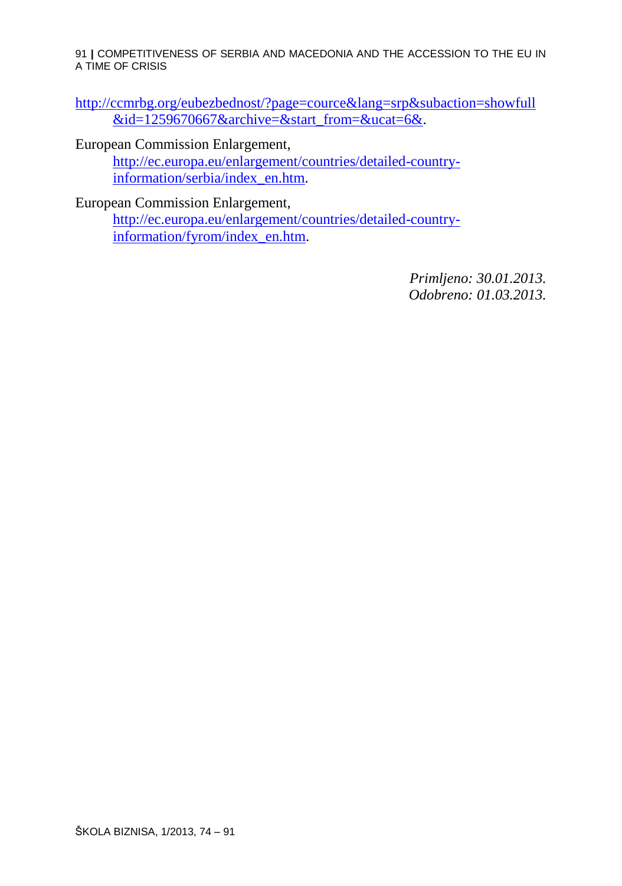http://ccmrbg.org/eubezbednost/?page=cource&lang=srp&subaction=showfull&id=1259670667&archive=&start_from=&ucat=6&.

European Commission Enlargement, http://ec.europa.eu/enlargement/countries/detailed-country-information/serbia/index_en.htm.

European Commission Enlargement, http://ec.europa.eu/enlargement/countries/detailed-country-information/fyrom/index_en.htm.

*Primljeno: 30.01.2013.*
*Odobreno: 01.03.2013.*